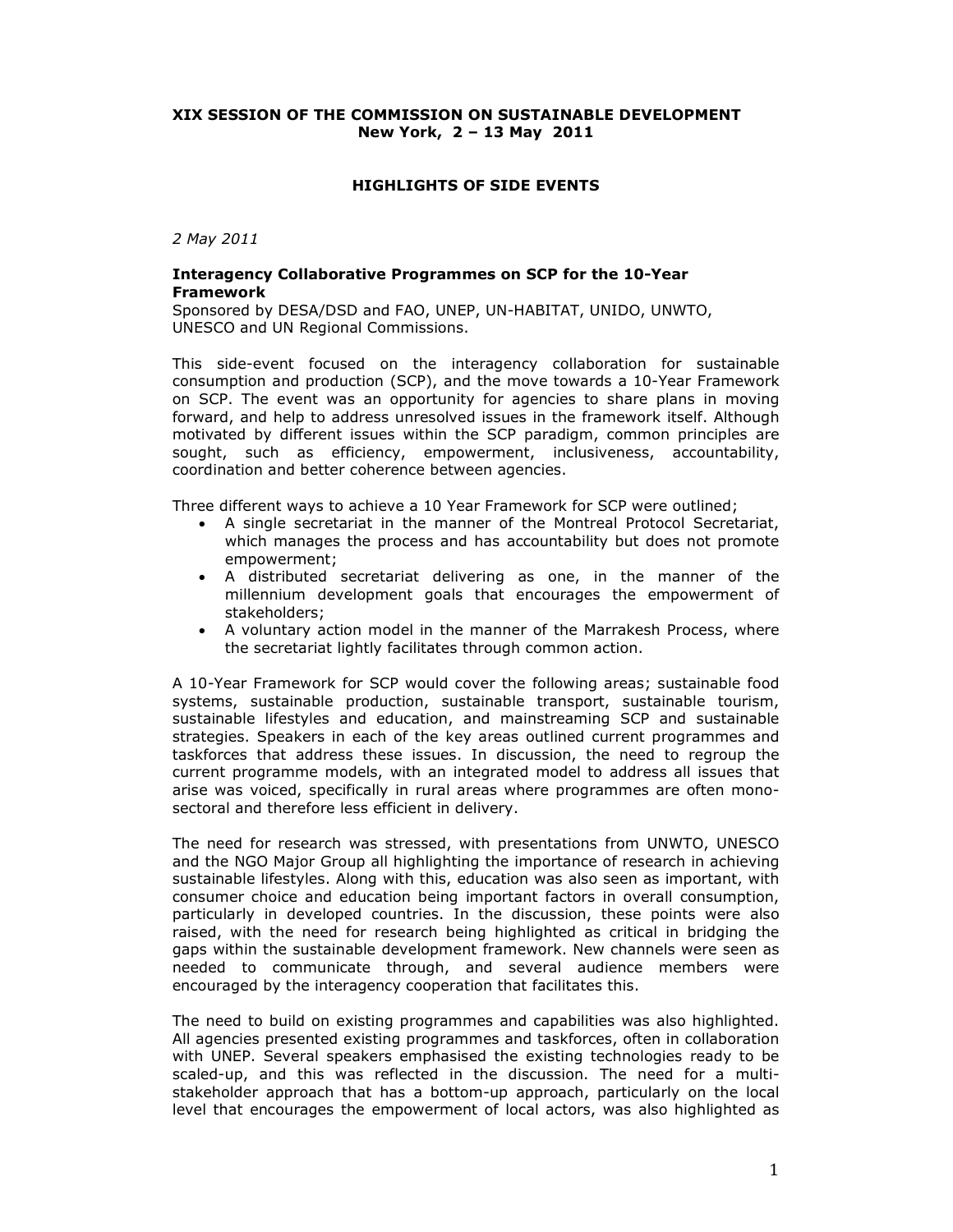**XIX SESSION OF THE COMMISSION ON SUSTAINABLE DEVELOPMENT**
**New York, 2 – 13 May 2011**

**HIGHLIGHTS OF SIDE EVENTS**

*2 May 2011*

**Interagency Collaborative Programmes on SCP for the 10-Year Framework**
Sponsored by DESA/DSD and FAO, UNEP, UN-HABITAT, UNIDO, UNWTO, UNESCO and UN Regional Commissions.

This side-event focused on the interagency collaboration for sustainable consumption and production (SCP), and the move towards a 10-Year Framework on SCP. The event was an opportunity for agencies to share plans in moving forward, and help to address unresolved issues in the framework itself. Although motivated by different issues within the SCP paradigm, common principles are sought, such as efficiency, empowerment, inclusiveness, accountability, coordination and better coherence between agencies.

Three different ways to achieve a 10 Year Framework for SCP were outlined;

- A single secretariat in the manner of the Montreal Protocol Secretariat, which manages the process and has accountability but does not promote empowerment;
- A distributed secretariat delivering as one, in the manner of the millennium development goals that encourages the empowerment of stakeholders;
- A voluntary action model in the manner of the Marrakesh Process, where the secretariat lightly facilitates through common action.

A 10-Year Framework for SCP would cover the following areas; sustainable food systems, sustainable production, sustainable transport, sustainable tourism, sustainable lifestyles and education, and mainstreaming SCP and sustainable strategies. Speakers in each of the key areas outlined current programmes and taskforces that address these issues. In discussion, the need to regroup the current programme models, with an integrated model to address all issues that arise was voiced, specifically in rural areas where programmes are often mono-sectoral and therefore less efficient in delivery.

The need for research was stressed, with presentations from UNWTO, UNESCO and the NGO Major Group all highlighting the importance of research in achieving sustainable lifestyles. Along with this, education was also seen as important, with consumer choice and education being important factors in overall consumption, particularly in developed countries. In the discussion, these points were also raised, with the need for research being highlighted as critical in bridging the gaps within the sustainable development framework. New channels were seen as needed to communicate through, and several audience members were encouraged by the interagency cooperation that facilitates this.

The need to build on existing programmes and capabilities was also highlighted. All agencies presented existing programmes and taskforces, often in collaboration with UNEP. Several speakers emphasised the existing technologies ready to be scaled-up, and this was reflected in the discussion. The need for a multi-stakeholder approach that has a bottom-up approach, particularly on the local level that encourages the empowerment of local actors, was also highlighted as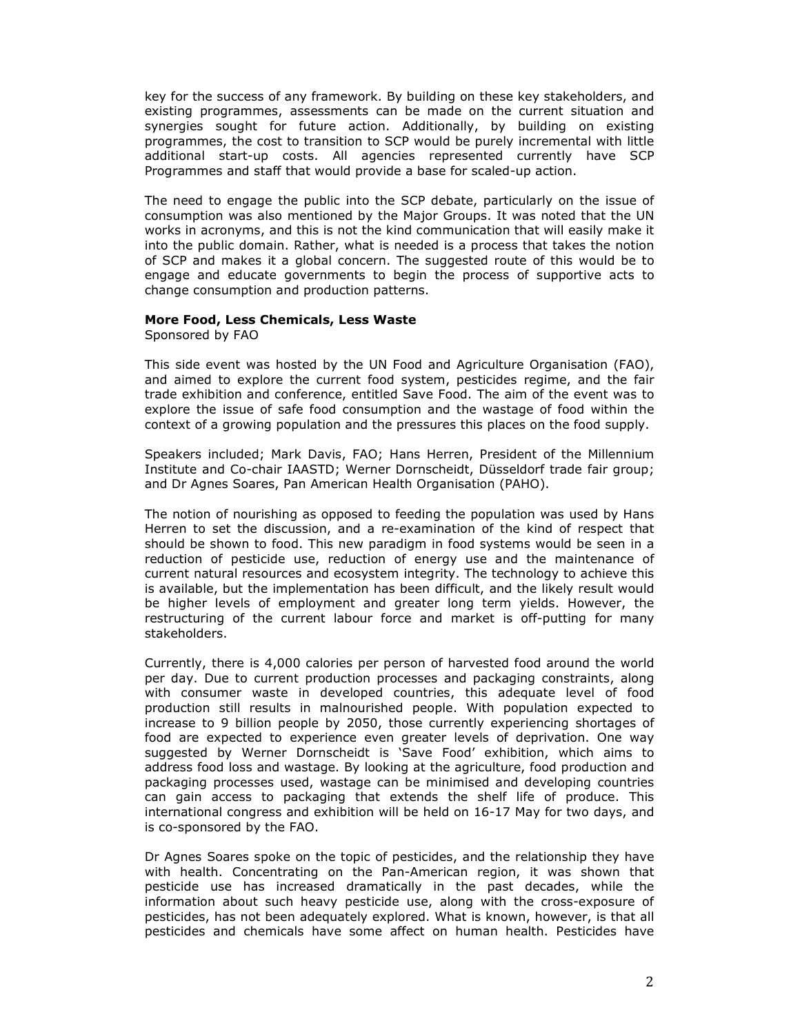key for the success of any framework. By building on these key stakeholders, and existing programmes, assessments can be made on the current situation and synergies sought for future action. Additionally, by building on existing programmes, the cost to transition to SCP would be purely incremental with little additional start-up costs. All agencies represented currently have SCP Programmes and staff that would provide a base for scaled-up action.

The need to engage the public into the SCP debate, particularly on the issue of consumption was also mentioned by the Major Groups. It was noted that the UN works in acronyms, and this is not the kind communication that will easily make it into the public domain. Rather, what is needed is a process that takes the notion of SCP and makes it a global concern. The suggested route of this would be to engage and educate governments to begin the process of supportive acts to change consumption and production patterns.

**More Food, Less Chemicals, Less Waste**
Sponsored by FAO

This side event was hosted by the UN Food and Agriculture Organisation (FAO), and aimed to explore the current food system, pesticides regime, and the fair trade exhibition and conference, entitled Save Food. The aim of the event was to explore the issue of safe food consumption and the wastage of food within the context of a growing population and the pressures this places on the food supply.

Speakers included; Mark Davis, FAO; Hans Herren, President of the Millennium Institute and Co-chair IAASTD; Werner Dornscheidt, Düsseldorf trade fair group; and Dr Agnes Soares, Pan American Health Organisation (PAHO).

The notion of nourishing as opposed to feeding the population was used by Hans Herren to set the discussion, and a re-examination of the kind of respect that should be shown to food. This new paradigm in food systems would be seen in a reduction of pesticide use, reduction of energy use and the maintenance of current natural resources and ecosystem integrity. The technology to achieve this is available, but the implementation has been difficult, and the likely result would be higher levels of employment and greater long term yields. However, the restructuring of the current labour force and market is off-putting for many stakeholders.

Currently, there is 4,000 calories per person of harvested food around the world per day. Due to current production processes and packaging constraints, along with consumer waste in developed countries, this adequate level of food production still results in malnourished people. With population expected to increase to 9 billion people by 2050, those currently experiencing shortages of food are expected to experience even greater levels of deprivation. One way suggested by Werner Dornscheidt is 'Save Food' exhibition, which aims to address food loss and wastage. By looking at the agriculture, food production and packaging processes used, wastage can be minimised and developing countries can gain access to packaging that extends the shelf life of produce. This international congress and exhibition will be held on 16-17 May for two days, and is co-sponsored by the FAO.

Dr Agnes Soares spoke on the topic of pesticides, and the relationship they have with health. Concentrating on the Pan-American region, it was shown that pesticide use has increased dramatically in the past decades, while the information about such heavy pesticide use, along with the cross-exposure of pesticides, has not been adequately explored. What is known, however, is that all pesticides and chemicals have some affect on human health. Pesticides have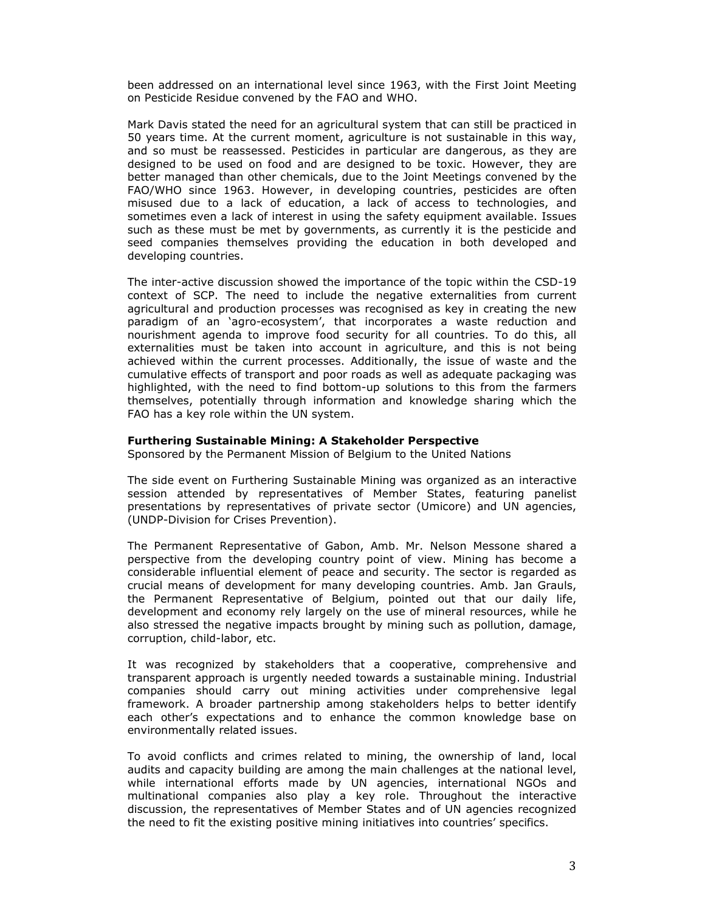been addressed on an international level since 1963, with the First Joint Meeting on Pesticide Residue convened by the FAO and WHO.

Mark Davis stated the need for an agricultural system that can still be practiced in 50 years time. At the current moment, agriculture is not sustainable in this way, and so must be reassessed. Pesticides in particular are dangerous, as they are designed to be used on food and are designed to be toxic. However, they are better managed than other chemicals, due to the Joint Meetings convened by the FAO/WHO since 1963. However, in developing countries, pesticides are often misused due to a lack of education, a lack of access to technologies, and sometimes even a lack of interest in using the safety equipment available. Issues such as these must be met by governments, as currently it is the pesticide and seed companies themselves providing the education in both developed and developing countries.

The inter-active discussion showed the importance of the topic within the CSD-19 context of SCP. The need to include the negative externalities from current agricultural and production processes was recognised as key in creating the new paradigm of an 'agro-ecosystem', that incorporates a waste reduction and nourishment agenda to improve food security for all countries. To do this, all externalities must be taken into account in agriculture, and this is not being achieved within the current processes. Additionally, the issue of waste and the cumulative effects of transport and poor roads as well as adequate packaging was highlighted, with the need to find bottom-up solutions to this from the farmers themselves, potentially through information and knowledge sharing which the FAO has a key role within the UN system.

**Furthering Sustainable Mining: A Stakeholder Perspective**
Sponsored by the Permanent Mission of Belgium to the United Nations

The side event on Furthering Sustainable Mining was organized as an interactive session attended by representatives of Member States, featuring panelist presentations by representatives of private sector (Umicore) and UN agencies, (UNDP-Division for Crises Prevention).

The Permanent Representative of Gabon, Amb. Mr. Nelson Messone shared a perspective from the developing country point of view. Mining has become a considerable influential element of peace and security. The sector is regarded as crucial means of development for many developing countries. Amb. Jan Grauls, the Permanent Representative of Belgium, pointed out that our daily life, development and economy rely largely on the use of mineral resources, while he also stressed the negative impacts brought by mining such as pollution, damage, corruption, child-labor, etc.

It was recognized by stakeholders that a cooperative, comprehensive and transparent approach is urgently needed towards a sustainable mining. Industrial companies should carry out mining activities under comprehensive legal framework. A broader partnership among stakeholders helps to better identify each other's expectations and to enhance the common knowledge base on environmentally related issues.

To avoid conflicts and crimes related to mining, the ownership of land, local audits and capacity building are among the main challenges at the national level, while international efforts made by UN agencies, international NGOs and multinational companies also play a key role. Throughout the interactive discussion, the representatives of Member States and of UN agencies recognized the need to fit the existing positive mining initiatives into countries' specifics.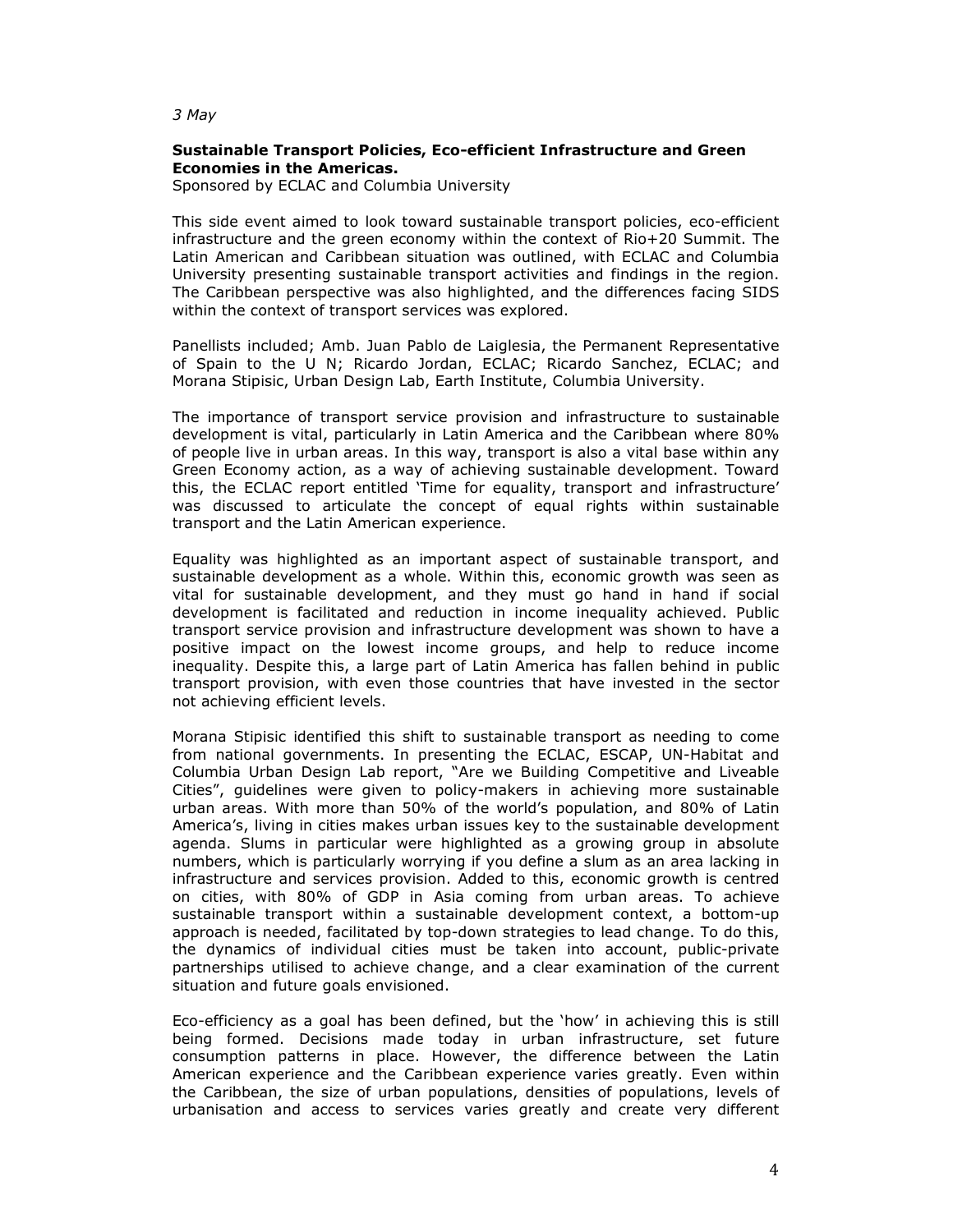*3 May*

**Sustainable Transport Policies, Eco-efficient Infrastructure and Green Economies in the Americas.**
Sponsored by ECLAC and Columbia University

This side event aimed to look toward sustainable transport policies, eco-efficient infrastructure and the green economy within the context of Rio+20 Summit. The Latin American and Caribbean situation was outlined, with ECLAC and Columbia University presenting sustainable transport activities and findings in the region. The Caribbean perspective was also highlighted, and the differences facing SIDS within the context of transport services was explored.

Panellists included; Amb. Juan Pablo de Laiglesia, the Permanent Representative of Spain to the U N; Ricardo Jordan, ECLAC; Ricardo Sanchez, ECLAC; and Morana Stipisic, Urban Design Lab, Earth Institute, Columbia University.

The importance of transport service provision and infrastructure to sustainable development is vital, particularly in Latin America and the Caribbean where 80% of people live in urban areas. In this way, transport is also a vital base within any Green Economy action, as a way of achieving sustainable development. Toward this, the ECLAC report entitled 'Time for equality, transport and infrastructure' was discussed to articulate the concept of equal rights within sustainable transport and the Latin American experience.

Equality was highlighted as an important aspect of sustainable transport, and sustainable development as a whole. Within this, economic growth was seen as vital for sustainable development, and they must go hand in hand if social development is facilitated and reduction in income inequality achieved. Public transport service provision and infrastructure development was shown to have a positive impact on the lowest income groups, and help to reduce income inequality. Despite this, a large part of Latin America has fallen behind in public transport provision, with even those countries that have invested in the sector not achieving efficient levels.

Morana Stipisic identified this shift to sustainable transport as needing to come from national governments. In presenting the ECLAC, ESCAP, UN-Habitat and Columbia Urban Design Lab report, "Are we Building Competitive and Liveable Cities", guidelines were given to policy-makers in achieving more sustainable urban areas. With more than 50% of the world's population, and 80% of Latin America's, living in cities makes urban issues key to the sustainable development agenda. Slums in particular were highlighted as a growing group in absolute numbers, which is particularly worrying if you define a slum as an area lacking in infrastructure and services provision. Added to this, economic growth is centred on cities, with 80% of GDP in Asia coming from urban areas. To achieve sustainable transport within a sustainable development context, a bottom-up approach is needed, facilitated by top-down strategies to lead change. To do this, the dynamics of individual cities must be taken into account, public-private partnerships utilised to achieve change, and a clear examination of the current situation and future goals envisioned.

Eco-efficiency as a goal has been defined, but the 'how' in achieving this is still being formed. Decisions made today in urban infrastructure, set future consumption patterns in place. However, the difference between the Latin American experience and the Caribbean experience varies greatly. Even within the Caribbean, the size of urban populations, densities of populations, levels of urbanisation and access to services varies greatly and create very different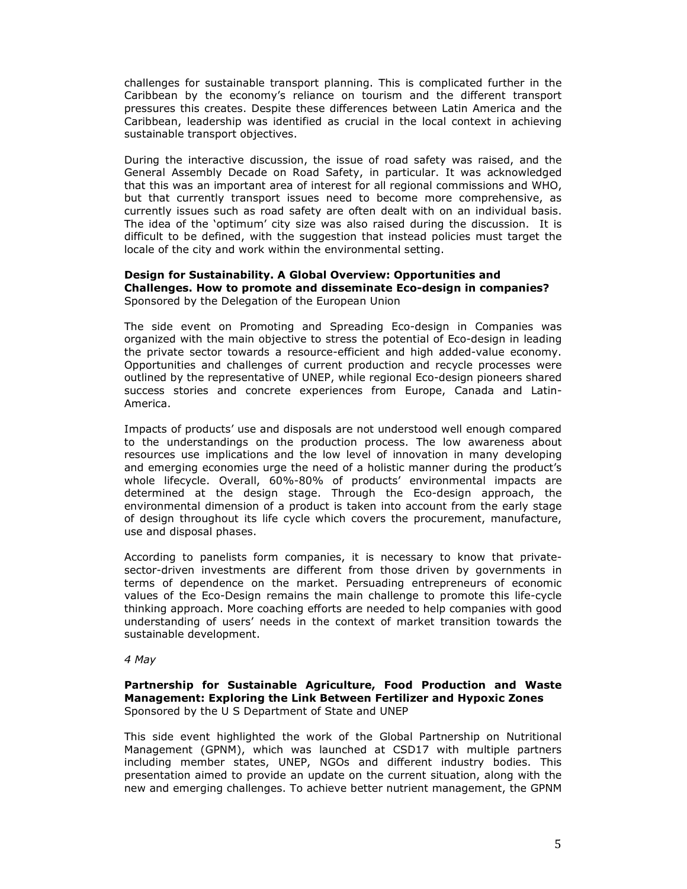challenges for sustainable transport planning. This is complicated further in the Caribbean by the economy's reliance on tourism and the different transport pressures this creates. Despite these differences between Latin America and the Caribbean, leadership was identified as crucial in the local context in achieving sustainable transport objectives.

During the interactive discussion, the issue of road safety was raised, and the General Assembly Decade on Road Safety, in particular. It was acknowledged that this was an important area of interest for all regional commissions and WHO, but that currently transport issues need to become more comprehensive, as currently issues such as road safety are often dealt with on an individual basis. The idea of the 'optimum' city size was also raised during the discussion. It is difficult to be defined, with the suggestion that instead policies must target the locale of the city and work within the environmental setting.

**Design for Sustainability. A Global Overview: Opportunities and Challenges. How to promote and disseminate Eco-design in companies?**
Sponsored by the Delegation of the European Union

The side event on Promoting and Spreading Eco-design in Companies was organized with the main objective to stress the potential of Eco-design in leading the private sector towards a resource-efficient and high added-value economy. Opportunities and challenges of current production and recycle processes were outlined by the representative of UNEP, while regional Eco-design pioneers shared success stories and concrete experiences from Europe, Canada and Latin-America.

Impacts of products' use and disposals are not understood well enough compared to the understandings on the production process. The low awareness about resources use implications and the low level of innovation in many developing and emerging economies urge the need of a holistic manner during the product's whole lifecycle. Overall, 60%-80% of products' environmental impacts are determined at the design stage. Through the Eco-design approach, the environmental dimension of a product is taken into account from the early stage of design throughout its life cycle which covers the procurement, manufacture, use and disposal phases.

According to panelists form companies, it is necessary to know that private-sector-driven investments are different from those driven by governments in terms of dependence on the market. Persuading entrepreneurs of economic values of the Eco-Design remains the main challenge to promote this life-cycle thinking approach. More coaching efforts are needed to help companies with good understanding of users' needs in the context of market transition towards the sustainable development.

*4 May*

**Partnership for Sustainable Agriculture, Food Production and Waste Management: Exploring the Link Between Fertilizer and Hypoxic Zones**
Sponsored by the U S Department of State and UNEP

This side event highlighted the work of the Global Partnership on Nutritional Management (GPNM), which was launched at CSD17 with multiple partners including member states, UNEP, NGOs and different industry bodies. This presentation aimed to provide an update on the current situation, along with the new and emerging challenges. To achieve better nutrient management, the GPNM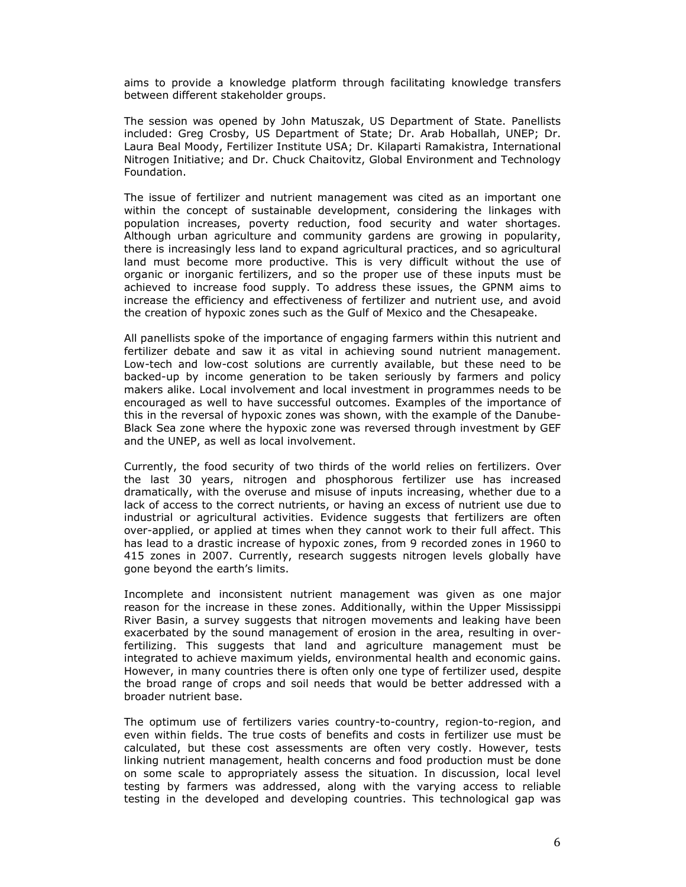aims to provide a knowledge platform through facilitating knowledge transfers between different stakeholder groups.

The session was opened by John Matuszak, US Department of State. Panellists included: Greg Crosby, US Department of State; Dr. Arab Hoballah, UNEP; Dr. Laura Beal Moody, Fertilizer Institute USA; Dr. Kilaparti Ramakistra, International Nitrogen Initiative; and Dr. Chuck Chaitovitz, Global Environment and Technology Foundation.

The issue of fertilizer and nutrient management was cited as an important one within the concept of sustainable development, considering the linkages with population increases, poverty reduction, food security and water shortages. Although urban agriculture and community gardens are growing in popularity, there is increasingly less land to expand agricultural practices, and so agricultural land must become more productive. This is very difficult without the use of organic or inorganic fertilizers, and so the proper use of these inputs must be achieved to increase food supply. To address these issues, the GPNM aims to increase the efficiency and effectiveness of fertilizer and nutrient use, and avoid the creation of hypoxic zones such as the Gulf of Mexico and the Chesapeake.

All panellists spoke of the importance of engaging farmers within this nutrient and fertilizer debate and saw it as vital in achieving sound nutrient management. Low-tech and low-cost solutions are currently available, but these need to be backed-up by income generation to be taken seriously by farmers and policy makers alike. Local involvement and local investment in programmes needs to be encouraged as well to have successful outcomes. Examples of the importance of this in the reversal of hypoxic zones was shown, with the example of the Danube-Black Sea zone where the hypoxic zone was reversed through investment by GEF and the UNEP, as well as local involvement.

Currently, the food security of two thirds of the world relies on fertilizers. Over the last 30 years, nitrogen and phosphorous fertilizer use has increased dramatically, with the overuse and misuse of inputs increasing, whether due to a lack of access to the correct nutrients, or having an excess of nutrient use due to industrial or agricultural activities. Evidence suggests that fertilizers are often over-applied, or applied at times when they cannot work to their full affect. This has lead to a drastic increase of hypoxic zones, from 9 recorded zones in 1960 to 415 zones in 2007. Currently, research suggests nitrogen levels globally have gone beyond the earth's limits.

Incomplete and inconsistent nutrient management was given as one major reason for the increase in these zones. Additionally, within the Upper Mississippi River Basin, a survey suggests that nitrogen movements and leaking have been exacerbated by the sound management of erosion in the area, resulting in over-fertilizing. This suggests that land and agriculture management must be integrated to achieve maximum yields, environmental health and economic gains. However, in many countries there is often only one type of fertilizer used, despite the broad range of crops and soil needs that would be better addressed with a broader nutrient base.

The optimum use of fertilizers varies country-to-country, region-to-region, and even within fields. The true costs of benefits and costs in fertilizer use must be calculated, but these cost assessments are often very costly. However, tests linking nutrient management, health concerns and food production must be done on some scale to appropriately assess the situation. In discussion, local level testing by farmers was addressed, along with the varying access to reliable testing in the developed and developing countries. This technological gap was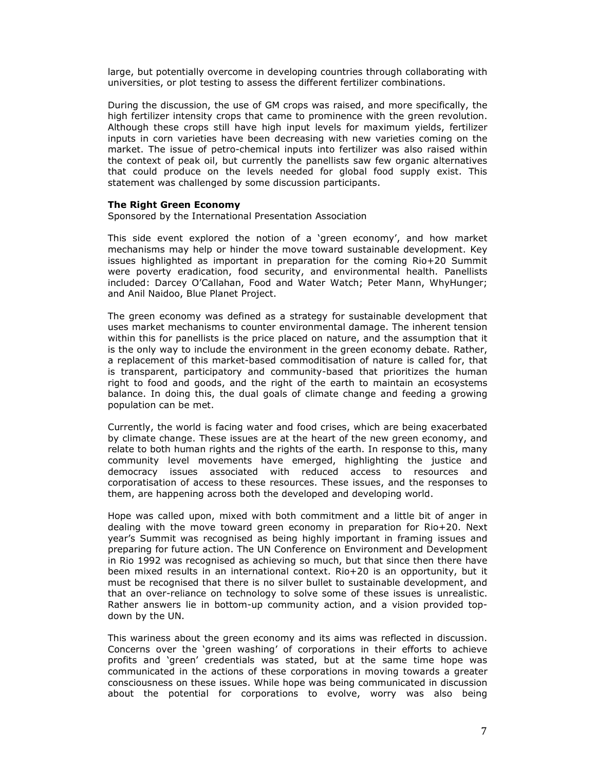large, but potentially overcome in developing countries through collaborating with universities, or plot testing to assess the different fertilizer combinations.

During the discussion, the use of GM crops was raised, and more specifically, the high fertilizer intensity crops that came to prominence with the green revolution. Although these crops still have high input levels for maximum yields, fertilizer inputs in corn varieties have been decreasing with new varieties coming on the market. The issue of petro-chemical inputs into fertilizer was also raised within the context of peak oil, but currently the panellists saw few organic alternatives that could produce on the levels needed for global food supply exist. This statement was challenged by some discussion participants.

**The Right Green Economy**

Sponsored by the International Presentation Association

This side event explored the notion of a 'green economy', and how market mechanisms may help or hinder the move toward sustainable development. Key issues highlighted as important in preparation for the coming Rio+20 Summit were poverty eradication, food security, and environmental health. Panellists included: Darcey O'Callahan, Food and Water Watch; Peter Mann, WhyHunger; and Anil Naidoo, Blue Planet Project.

The green economy was defined as a strategy for sustainable development that uses market mechanisms to counter environmental damage. The inherent tension within this for panellists is the price placed on nature, and the assumption that it is the only way to include the environment in the green economy debate. Rather, a replacement of this market-based commoditisation of nature is called for, that is transparent, participatory and community-based that prioritizes the human right to food and goods, and the right of the earth to maintain an ecosystems balance. In doing this, the dual goals of climate change and feeding a growing population can be met.

Currently, the world is facing water and food crises, which are being exacerbated by climate change. These issues are at the heart of the new green economy, and relate to both human rights and the rights of the earth. In response to this, many community level movements have emerged, highlighting the justice and democracy issues associated with reduced access to resources and corporatisation of access to these resources. These issues, and the responses to them, are happening across both the developed and developing world.

Hope was called upon, mixed with both commitment and a little bit of anger in dealing with the move toward green economy in preparation for Rio+20. Next year's Summit was recognised as being highly important in framing issues and preparing for future action. The UN Conference on Environment and Development in Rio 1992 was recognised as achieving so much, but that since then there have been mixed results in an international context. Rio+20 is an opportunity, but it must be recognised that there is no silver bullet to sustainable development, and that an over-reliance on technology to solve some of these issues is unrealistic. Rather answers lie in bottom-up community action, and a vision provided top-down by the UN.

This wariness about the green economy and its aims was reflected in discussion. Concerns over the 'green washing' of corporations in their efforts to achieve profits and 'green' credentials was stated, but at the same time hope was communicated in the actions of these corporations in moving towards a greater consciousness on these issues. While hope was being communicated in discussion about the potential for corporations to evolve, worry was also being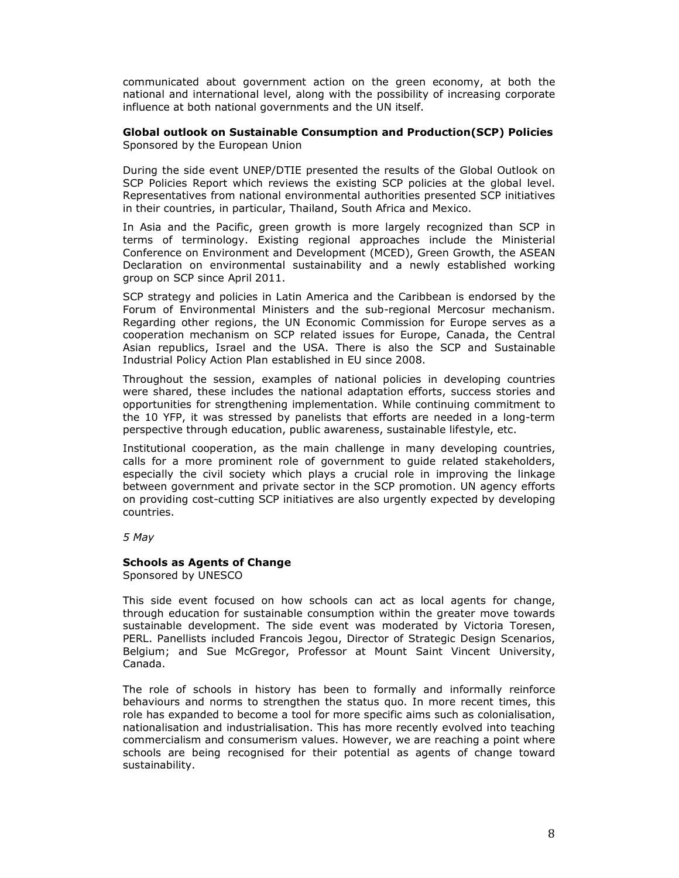communicated about government action on the green economy, at both the national and international level, along with the possibility of increasing corporate influence at both national governments and the UN itself.

**Global outlook on Sustainable Consumption and Production(SCP) Policies**
Sponsored by the European Union

During the side event UNEP/DTIE presented the results of the Global Outlook on SCP Policies Report which reviews the existing SCP policies at the global level. Representatives from national environmental authorities presented SCP initiatives in their countries, in particular, Thailand, South Africa and Mexico.

In Asia and the Pacific, green growth is more largely recognized than SCP in terms of terminology. Existing regional approaches include the Ministerial Conference on Environment and Development (MCED), Green Growth, the ASEAN Declaration on environmental sustainability and a newly established working group on SCP since April 2011.

SCP strategy and policies in Latin America and the Caribbean is endorsed by the Forum of Environmental Ministers and the sub-regional Mercosur mechanism. Regarding other regions, the UN Economic Commission for Europe serves as a cooperation mechanism on SCP related issues for Europe, Canada, the Central Asian republics, Israel and the USA. There is also the SCP and Sustainable Industrial Policy Action Plan established in EU since 2008.

Throughout the session, examples of national policies in developing countries were shared, these includes the national adaptation efforts, success stories and opportunities for strengthening implementation. While continuing commitment to the 10 YFP, it was stressed by panelists that efforts are needed in a long-term perspective through education, public awareness, sustainable lifestyle, etc.

Institutional cooperation, as the main challenge in many developing countries, calls for a more prominent role of government to guide related stakeholders, especially the civil society which plays a crucial role in improving the linkage between government and private sector in the SCP promotion. UN agency efforts on providing cost-cutting SCP initiatives are also urgently expected by developing countries.

*5 May*

**Schools as Agents of Change**
Sponsored by UNESCO

This side event focused on how schools can act as local agents for change, through education for sustainable consumption within the greater move towards sustainable development. The side event was moderated by Victoria Toresen, PERL. Panellists included Francois Jegou, Director of Strategic Design Scenarios, Belgium; and Sue McGregor, Professor at Mount Saint Vincent University, Canada.

The role of schools in history has been to formally and informally reinforce behaviours and norms to strengthen the status quo. In more recent times, this role has expanded to become a tool for more specific aims such as colonialisation, nationalisation and industrialisation. This has more recently evolved into teaching commercialism and consumerism values. However, we are reaching a point where schools are being recognised for their potential as agents of change toward sustainability.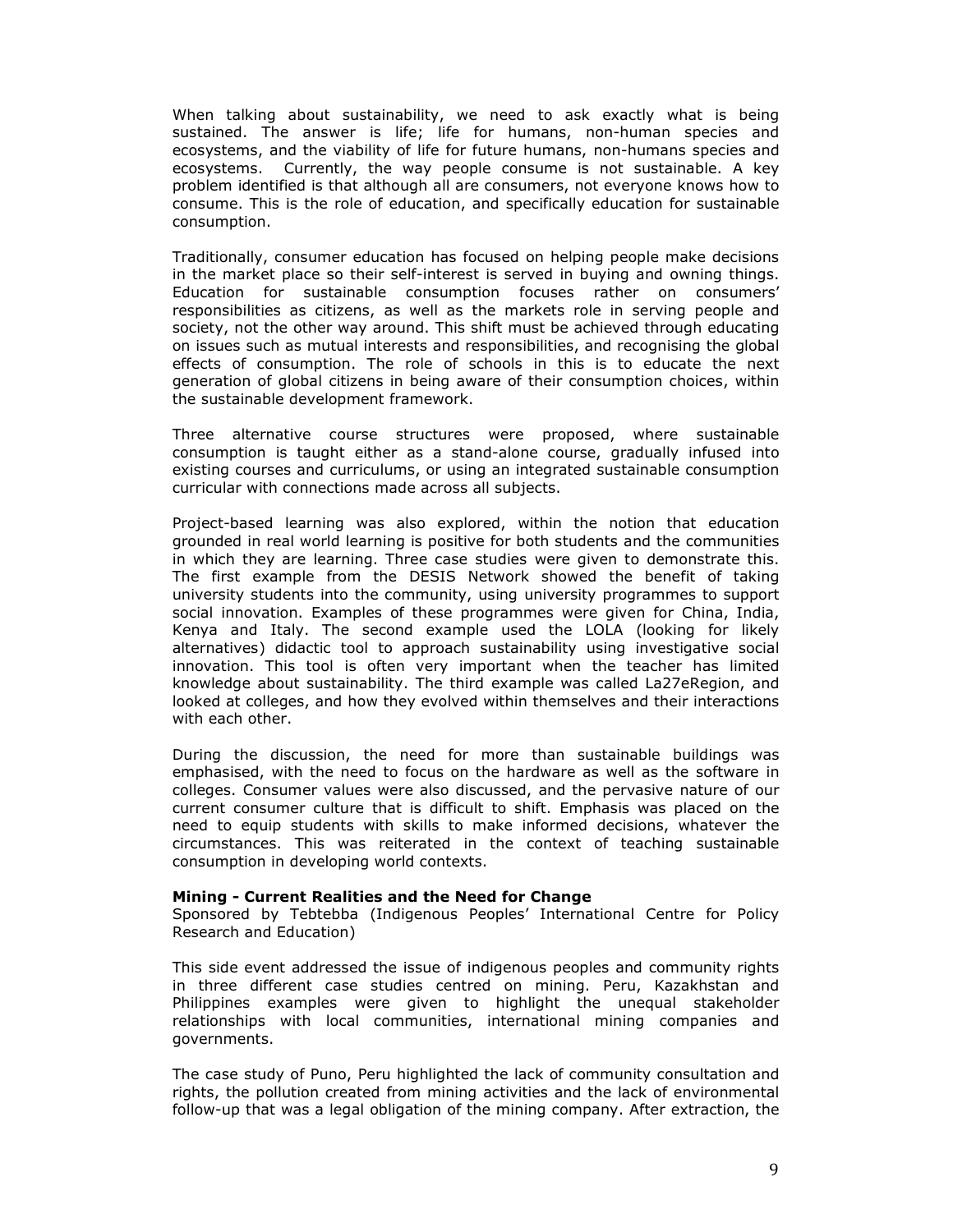When talking about sustainability, we need to ask exactly what is being sustained. The answer is life; life for humans, non-human species and ecosystems, and the viability of life for future humans, non-humans species and ecosystems. Currently, the way people consume is not sustainable. A key problem identified is that although all are consumers, not everyone knows how to consume. This is the role of education, and specifically education for sustainable consumption.

Traditionally, consumer education has focused on helping people make decisions in the market place so their self-interest is served in buying and owning things. Education for sustainable consumption focuses rather on consumers' responsibilities as citizens, as well as the markets role in serving people and society, not the other way around. This shift must be achieved through educating on issues such as mutual interests and responsibilities, and recognising the global effects of consumption. The role of schools in this is to educate the next generation of global citizens in being aware of their consumption choices, within the sustainable development framework.

Three alternative course structures were proposed, where sustainable consumption is taught either as a stand-alone course, gradually infused into existing courses and curriculums, or using an integrated sustainable consumption curricular with connections made across all subjects.

Project-based learning was also explored, within the notion that education grounded in real world learning is positive for both students and the communities in which they are learning. Three case studies were given to demonstrate this. The first example from the DESIS Network showed the benefit of taking university students into the community, using university programmes to support social innovation. Examples of these programmes were given for China, India, Kenya and Italy. The second example used the LOLA (looking for likely alternatives) didactic tool to approach sustainability using investigative social innovation. This tool is often very important when the teacher has limited knowledge about sustainability. The third example was called La27eRegion, and looked at colleges, and how they evolved within themselves and their interactions with each other.

During the discussion, the need for more than sustainable buildings was emphasised, with the need to focus on the hardware as well as the software in colleges. Consumer values were also discussed, and the pervasive nature of our current consumer culture that is difficult to shift. Emphasis was placed on the need to equip students with skills to make informed decisions, whatever the circumstances. This was reiterated in the context of teaching sustainable consumption in developing world contexts.

**Mining - Current Realities and the Need for Change**

Sponsored by Tebtebba (Indigenous Peoples' International Centre for Policy Research and Education)

This side event addressed the issue of indigenous peoples and community rights in three different case studies centred on mining. Peru, Kazakhstan and Philippines examples were given to highlight the unequal stakeholder relationships with local communities, international mining companies and governments.

The case study of Puno, Peru highlighted the lack of community consultation and rights, the pollution created from mining activities and the lack of environmental follow-up that was a legal obligation of the mining company. After extraction, the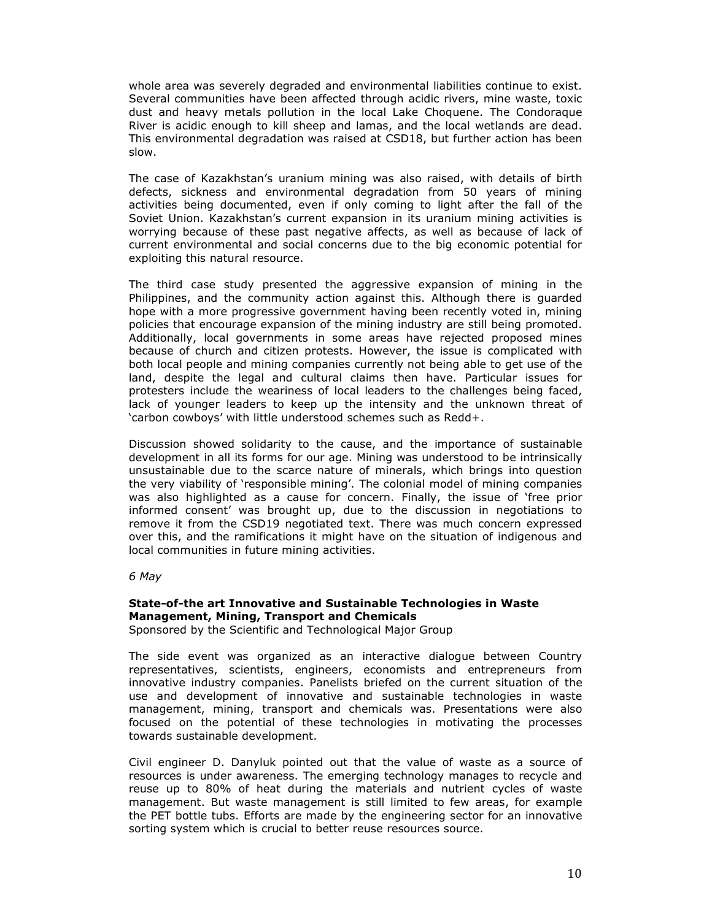whole area was severely degraded and environmental liabilities continue to exist. Several communities have been affected through acidic rivers, mine waste, toxic dust and heavy metals pollution in the local Lake Choquene. The Condoraque River is acidic enough to kill sheep and lamas, and the local wetlands are dead. This environmental degradation was raised at CSD18, but further action has been slow.

The case of Kazakhstan's uranium mining was also raised, with details of birth defects, sickness and environmental degradation from 50 years of mining activities being documented, even if only coming to light after the fall of the Soviet Union. Kazakhstan's current expansion in its uranium mining activities is worrying because of these past negative affects, as well as because of lack of current environmental and social concerns due to the big economic potential for exploiting this natural resource.

The third case study presented the aggressive expansion of mining in the Philippines, and the community action against this. Although there is guarded hope with a more progressive government having been recently voted in, mining policies that encourage expansion of the mining industry are still being promoted. Additionally, local governments in some areas have rejected proposed mines because of church and citizen protests. However, the issue is complicated with both local people and mining companies currently not being able to get use of the land, despite the legal and cultural claims then have. Particular issues for protesters include the weariness of local leaders to the challenges being faced, lack of younger leaders to keep up the intensity and the unknown threat of 'carbon cowboys' with little understood schemes such as Redd+.

Discussion showed solidarity to the cause, and the importance of sustainable development in all its forms for our age. Mining was understood to be intrinsically unsustainable due to the scarce nature of minerals, which brings into question the very viability of 'responsible mining'. The colonial model of mining companies was also highlighted as a cause for concern. Finally, the issue of 'free prior informed consent' was brought up, due to the discussion in negotiations to remove it from the CSD19 negotiated text. There was much concern expressed over this, and the ramifications it might have on the situation of indigenous and local communities in future mining activities.

*6 May*

**State-of-the art Innovative and Sustainable Technologies in Waste Management, Mining, Transport and Chemicals**
Sponsored by the Scientific and Technological Major Group

The side event was organized as an interactive dialogue between Country representatives, scientists, engineers, economists and entrepreneurs from innovative industry companies. Panelists briefed on the current situation of the use and development of innovative and sustainable technologies in waste management, mining, transport and chemicals was. Presentations were also focused on the potential of these technologies in motivating the processes towards sustainable development.

Civil engineer D. Danyluk pointed out that the value of waste as a source of resources is under awareness. The emerging technology manages to recycle and reuse up to 80% of heat during the materials and nutrient cycles of waste management. But waste management is still limited to few areas, for example the PET bottle tubs. Efforts are made by the engineering sector for an innovative sorting system which is crucial to better reuse resources source.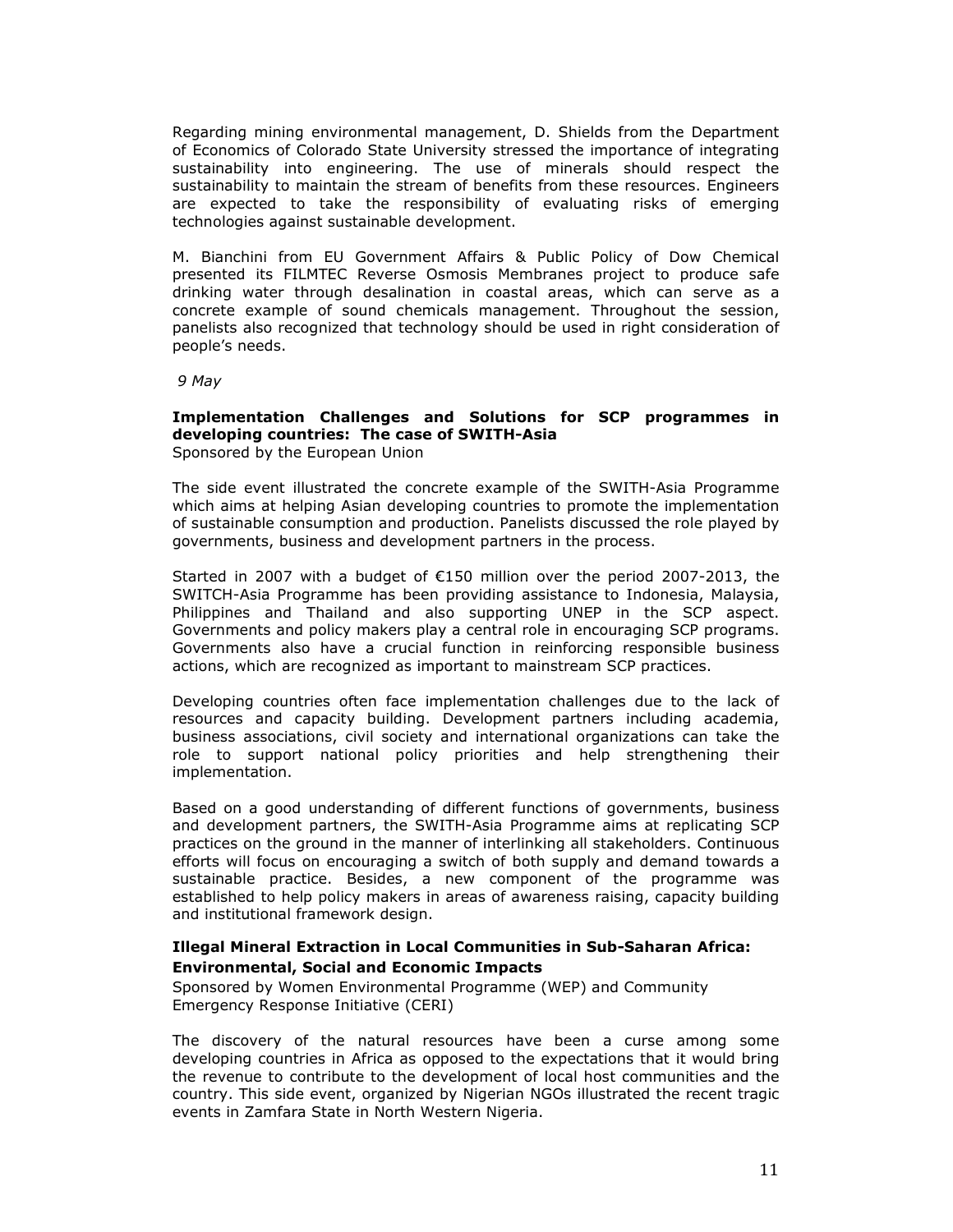Regarding mining environmental management, D. Shields from the Department of Economics of Colorado State University stressed the importance of integrating sustainability into engineering. The use of minerals should respect the sustainability to maintain the stream of benefits from these resources. Engineers are expected to take the responsibility of evaluating risks of emerging technologies against sustainable development.

M. Bianchini from EU Government Affairs & Public Policy of Dow Chemical presented its FILMTEC Reverse Osmosis Membranes project to produce safe drinking water through desalination in coastal areas, which can serve as a concrete example of sound chemicals management. Throughout the session, panelists also recognized that technology should be used in right consideration of people's needs.

*9 May*

**Implementation Challenges and Solutions for SCP programmes in developing countries: The case of SWITH-Asia**
Sponsored by the European Union

The side event illustrated the concrete example of the SWITH-Asia Programme which aims at helping Asian developing countries to promote the implementation of sustainable consumption and production. Panelists discussed the role played by governments, business and development partners in the process.

Started in 2007 with a budget of €150 million over the period 2007-2013, the SWITCH-Asia Programme has been providing assistance to Indonesia, Malaysia, Philippines and Thailand and also supporting UNEP in the SCP aspect. Governments and policy makers play a central role in encouraging SCP programs. Governments also have a crucial function in reinforcing responsible business actions, which are recognized as important to mainstream SCP practices.

Developing countries often face implementation challenges due to the lack of resources and capacity building. Development partners including academia, business associations, civil society and international organizations can take the role to support national policy priorities and help strengthening their implementation.

Based on a good understanding of different functions of governments, business and development partners, the SWITH-Asia Programme aims at replicating SCP practices on the ground in the manner of interlinking all stakeholders. Continuous efforts will focus on encouraging a switch of both supply and demand towards a sustainable practice. Besides, a new component of the programme was established to help policy makers in areas of awareness raising, capacity building and institutional framework design.

**Illegal Mineral Extraction in Local Communities in Sub-Saharan Africa: Environmental, Social and Economic Impacts**
Sponsored by Women Environmental Programme (WEP) and Community Emergency Response Initiative (CERI)

The discovery of the natural resources have been a curse among some developing countries in Africa as opposed to the expectations that it would bring the revenue to contribute to the development of local host communities and the country. This side event, organized by Nigerian NGOs illustrated the recent tragic events in Zamfara State in North Western Nigeria.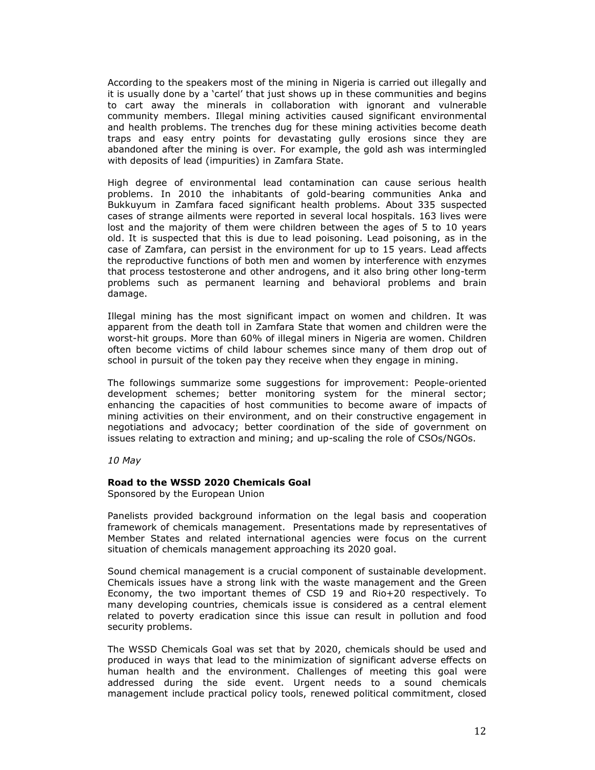According to the speakers most of the mining in Nigeria is carried out illegally and it is usually done by a 'cartel' that just shows up in these communities and begins to cart away the minerals in collaboration with ignorant and vulnerable community members. Illegal mining activities caused significant environmental and health problems. The trenches dug for these mining activities become death traps and easy entry points for devastating gully erosions since they are abandoned after the mining is over. For example, the gold ash was intermingled with deposits of lead (impurities) in Zamfara State.

High degree of environmental lead contamination can cause serious health problems. In 2010 the inhabitants of gold-bearing communities Anka and Bukkuyum in Zamfara faced significant health problems. About 335 suspected cases of strange ailments were reported in several local hospitals. 163 lives were lost and the majority of them were children between the ages of 5 to 10 years old. It is suspected that this is due to lead poisoning. Lead poisoning, as in the case of Zamfara, can persist in the environment for up to 15 years. Lead affects the reproductive functions of both men and women by interference with enzymes that process testosterone and other androgens, and it also bring other long-term problems such as permanent learning and behavioral problems and brain damage.

Illegal mining has the most significant impact on women and children. It was apparent from the death toll in Zamfara State that women and children were the worst-hit groups. More than 60% of illegal miners in Nigeria are women. Children often become victims of child labour schemes since many of them drop out of school in pursuit of the token pay they receive when they engage in mining.

The followings summarize some suggestions for improvement: People-oriented development schemes; better monitoring system for the mineral sector; enhancing the capacities of host communities to become aware of impacts of mining activities on their environment, and on their constructive engagement in negotiations and advocacy; better coordination of the side of government on issues relating to extraction and mining; and up-scaling the role of CSOs/NGOs.

*10 May*

**Road to the WSSD 2020 Chemicals Goal**
Sponsored by the European Union

Panelists provided background information on the legal basis and cooperation framework of chemicals management. Presentations made by representatives of Member States and related international agencies were focus on the current situation of chemicals management approaching its 2020 goal.

Sound chemical management is a crucial component of sustainable development. Chemicals issues have a strong link with the waste management and the Green Economy, the two important themes of CSD 19 and Rio+20 respectively. To many developing countries, chemicals issue is considered as a central element related to poverty eradication since this issue can result in pollution and food security problems.

The WSSD Chemicals Goal was set that by 2020, chemicals should be used and produced in ways that lead to the minimization of significant adverse effects on human health and the environment. Challenges of meeting this goal were addressed during the side event. Urgent needs to a sound chemicals management include practical policy tools, renewed political commitment, closed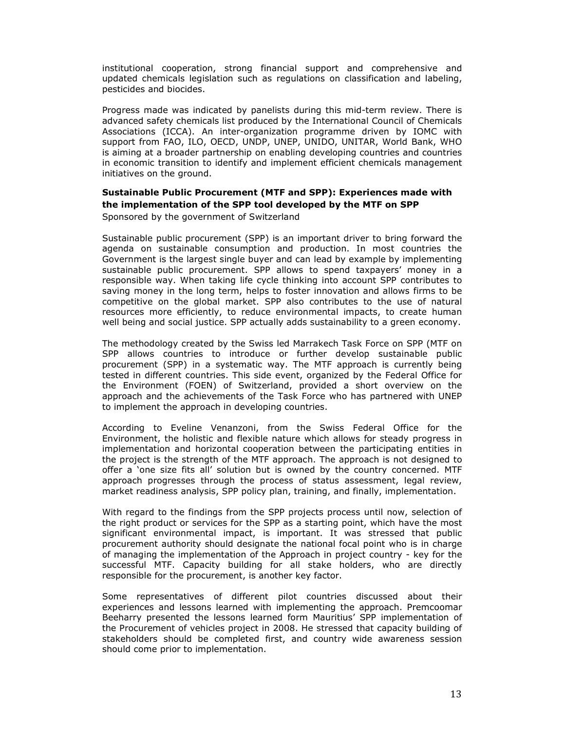institutional cooperation, strong financial support and comprehensive and updated chemicals legislation such as regulations on classification and labeling, pesticides and biocides.

Progress made was indicated by panelists during this mid-term review. There is advanced safety chemicals list produced by the International Council of Chemicals Associations (ICCA). An inter-organization programme driven by IOMC with support from FAO, ILO, OECD, UNDP, UNEP, UNIDO, UNITAR, World Bank, WHO is aiming at a broader partnership on enabling developing countries and countries in economic transition to identify and implement efficient chemicals management initiatives on the ground.

**Sustainable Public Procurement (MTF and SPP): Experiences made with the implementation of the SPP tool developed by the MTF on SPP**

Sponsored by the government of Switzerland

Sustainable public procurement (SPP) is an important driver to bring forward the agenda on sustainable consumption and production. In most countries the Government is the largest single buyer and can lead by example by implementing sustainable public procurement. SPP allows to spend taxpayers' money in a responsible way. When taking life cycle thinking into account SPP contributes to saving money in the long term, helps to foster innovation and allows firms to be competitive on the global market. SPP also contributes to the use of natural resources more efficiently, to reduce environmental impacts, to create human well being and social justice. SPP actually adds sustainability to a green economy.

The methodology created by the Swiss led Marrakech Task Force on SPP (MTF on SPP allows countries to introduce or further develop sustainable public procurement (SPP) in a systematic way. The MTF approach is currently being tested in different countries. This side event, organized by the Federal Office for the Environment (FOEN) of Switzerland, provided a short overview on the approach and the achievements of the Task Force who has partnered with UNEP to implement the approach in developing countries.

According to Eveline Venanzoni, from the Swiss Federal Office for the Environment, the holistic and flexible nature which allows for steady progress in implementation and horizontal cooperation between the participating entities in the project is the strength of the MTF approach. The approach is not designed to offer a 'one size fits all' solution but is owned by the country concerned. MTF approach progresses through the process of status assessment, legal review, market readiness analysis, SPP policy plan, training, and finally, implementation.

With regard to the findings from the SPP projects process until now, selection of the right product or services for the SPP as a starting point, which have the most significant environmental impact, is important. It was stressed that public procurement authority should designate the national focal point who is in charge of managing the implementation of the Approach in project country - key for the successful MTF. Capacity building for all stake holders, who are directly responsible for the procurement, is another key factor.

Some representatives of different pilot countries discussed about their experiences and lessons learned with implementing the approach. Premcoomar Beeharry presented the lessons learned form Mauritius' SPP implementation of the Procurement of vehicles project in 2008. He stressed that capacity building of stakeholders should be completed first, and country wide awareness session should come prior to implementation.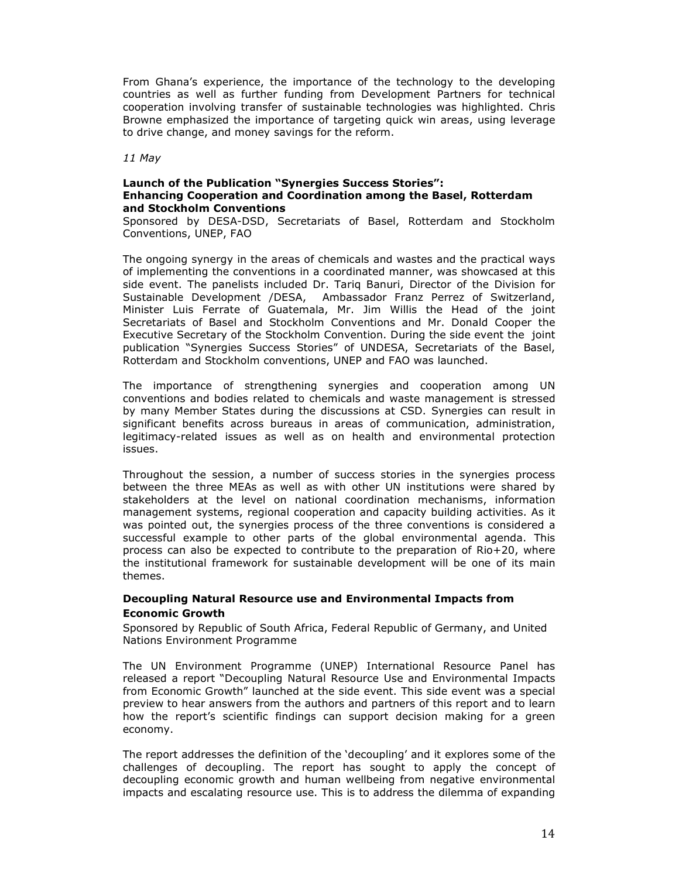From Ghana's experience, the importance of the technology to the developing countries as well as further funding from Development Partners for technical cooperation involving transfer of sustainable technologies was highlighted. Chris Browne emphasized the importance of targeting quick win areas, using leverage to drive change, and money savings for the reform.

*11 May*

**Launch of the Publication "Synergies Success Stories": Enhancing Cooperation and Coordination among the Basel, Rotterdam and Stockholm Conventions**

Sponsored by DESA-DSD, Secretariats of Basel, Rotterdam and Stockholm Conventions, UNEP, FAO

The ongoing synergy in the areas of chemicals and wastes and the practical ways of implementing the conventions in a coordinated manner, was showcased at this side event. The panelists included Dr. Tariq Banuri, Director of the Division for Sustainable Development /DESA, Ambassador Franz Perrez of Switzerland, Minister Luis Ferrate of Guatemala, Mr. Jim Willis the Head of the joint Secretariats of Basel and Stockholm Conventions and Mr. Donald Cooper the Executive Secretary of the Stockholm Convention. During the side event the joint publication "Synergies Success Stories" of UNDESA, Secretariats of the Basel, Rotterdam and Stockholm conventions, UNEP and FAO was launched.

The importance of strengthening synergies and cooperation among UN conventions and bodies related to chemicals and waste management is stressed by many Member States during the discussions at CSD. Synergies can result in significant benefits across bureaus in areas of communication, administration, legitimacy-related issues as well as on health and environmental protection issues.

Throughout the session, a number of success stories in the synergies process between the three MEAs as well as with other UN institutions were shared by stakeholders at the level on national coordination mechanisms, information management systems, regional cooperation and capacity building activities. As it was pointed out, the synergies process of the three conventions is considered a successful example to other parts of the global environmental agenda. This process can also be expected to contribute to the preparation of Rio+20, where the institutional framework for sustainable development will be one of its main themes.

**Decoupling Natural Resource use and Environmental Impacts from Economic Growth**

Sponsored by Republic of South Africa, Federal Republic of Germany, and United Nations Environment Programme

The UN Environment Programme (UNEP) International Resource Panel has released a report "Decoupling Natural Resource Use and Environmental Impacts from Economic Growth" launched at the side event. This side event was a special preview to hear answers from the authors and partners of this report and to learn how the report's scientific findings can support decision making for a green economy.

The report addresses the definition of the 'decoupling' and it explores some of the challenges of decoupling. The report has sought to apply the concept of decoupling economic growth and human wellbeing from negative environmental impacts and escalating resource use. This is to address the dilemma of expanding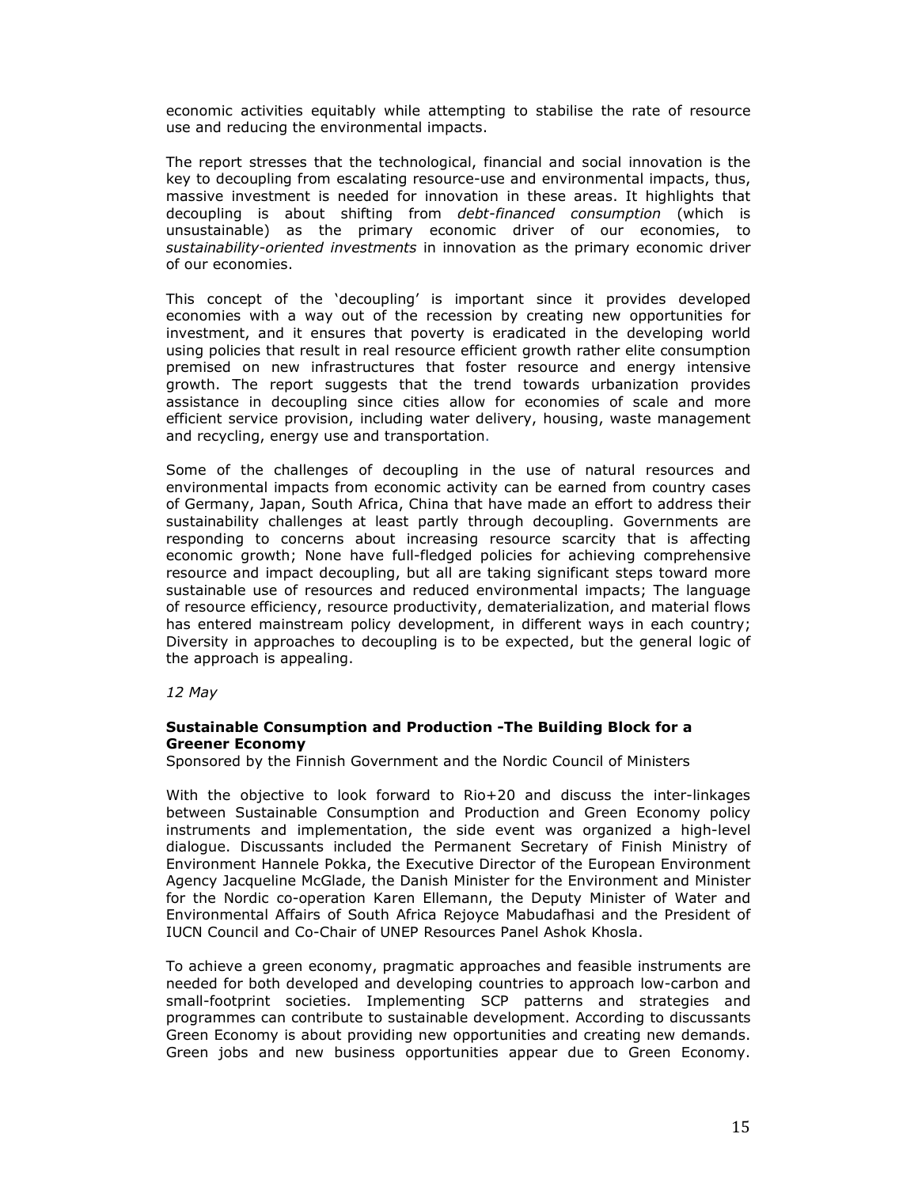economic activities equitably while attempting to stabilise the rate of resource use and reducing the environmental impacts.

The report stresses that the technological, financial and social innovation is the key to decoupling from escalating resource-use and environmental impacts, thus, massive investment is needed for innovation in these areas. It highlights that decoupling is about shifting from *debt-financed consumption* (which is unsustainable) as the primary economic driver of our economies, to *sustainability-oriented investments* in innovation as the primary economic driver of our economies.

This concept of the 'decoupling' is important since it provides developed economies with a way out of the recession by creating new opportunities for investment, and it ensures that poverty is eradicated in the developing world using policies that result in real resource efficient growth rather elite consumption premised on new infrastructures that foster resource and energy intensive growth. The report suggests that the trend towards urbanization provides assistance in decoupling since cities allow for economies of scale and more efficient service provision, including water delivery, housing, waste management and recycling, energy use and transportation.

Some of the challenges of decoupling in the use of natural resources and environmental impacts from economic activity can be earned from country cases of Germany, Japan, South Africa, China that have made an effort to address their sustainability challenges at least partly through decoupling. Governments are responding to concerns about increasing resource scarcity that is affecting economic growth; None have full-fledged policies for achieving comprehensive resource and impact decoupling, but all are taking significant steps toward more sustainable use of resources and reduced environmental impacts; The language of resource efficiency, resource productivity, dematerialization, and material flows has entered mainstream policy development, in different ways in each country; Diversity in approaches to decoupling is to be expected, but the general logic of the approach is appealing.

*12 May*

**Sustainable Consumption and Production -The Building Block for a Greener Economy**

Sponsored by the Finnish Government and the Nordic Council of Ministers

With the objective to look forward to Rio+20 and discuss the inter-linkages between Sustainable Consumption and Production and Green Economy policy instruments and implementation, the side event was organized a high-level dialogue. Discussants included the Permanent Secretary of Finish Ministry of Environment Hannele Pokka, the Executive Director of the European Environment Agency Jacqueline McGlade, the Danish Minister for the Environment and Minister for the Nordic co-operation Karen Ellemann, the Deputy Minister of Water and Environmental Affairs of South Africa Rejoyce Mabudafhasi and the President of IUCN Council and Co-Chair of UNEP Resources Panel Ashok Khosla.

To achieve a green economy, pragmatic approaches and feasible instruments are needed for both developed and developing countries to approach low-carbon and small-footprint societies. Implementing SCP patterns and strategies and programmes can contribute to sustainable development. According to discussants Green Economy is about providing new opportunities and creating new demands. Green jobs and new business opportunities appear due to Green Economy.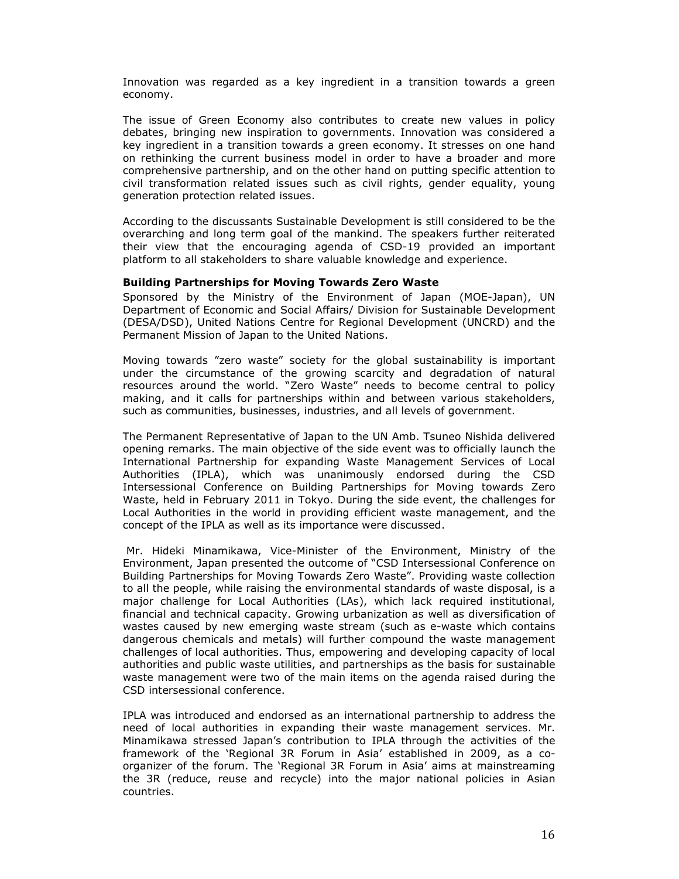Innovation was regarded as a key ingredient in a transition towards a green economy.

The issue of Green Economy also contributes to create new values in policy debates, bringing new inspiration to governments. Innovation was considered a key ingredient in a transition towards a green economy. It stresses on one hand on rethinking the current business model in order to have a broader and more comprehensive partnership, and on the other hand on putting specific attention to civil transformation related issues such as civil rights, gender equality, young generation protection related issues.

According to the discussants Sustainable Development is still considered to be the overarching and long term goal of the mankind. The speakers further reiterated their view that the encouraging agenda of CSD-19 provided an important platform to all stakeholders to share valuable knowledge and experience.

**Building Partnerships for Moving Towards Zero Waste**

Sponsored by the Ministry of the Environment of Japan (MOE-Japan), UN Department of Economic and Social Affairs/ Division for Sustainable Development (DESA/DSD), United Nations Centre for Regional Development (UNCRD) and the Permanent Mission of Japan to the United Nations.

Moving towards "zero waste" society for the global sustainability is important under the circumstance of the growing scarcity and degradation of natural resources around the world. "Zero Waste" needs to become central to policy making, and it calls for partnerships within and between various stakeholders, such as communities, businesses, industries, and all levels of government.

The Permanent Representative of Japan to the UN Amb. Tsuneo Nishida delivered opening remarks. The main objective of the side event was to officially launch the International Partnership for expanding Waste Management Services of Local Authorities (IPLA), which was unanimously endorsed during the CSD Intersessional Conference on Building Partnerships for Moving towards Zero Waste, held in February 2011 in Tokyo. During the side event, the challenges for Local Authorities in the world in providing efficient waste management, and the concept of the IPLA as well as its importance were discussed.

Mr. Hideki Minamikawa, Vice-Minister of the Environment, Ministry of the Environment, Japan presented the outcome of "CSD Intersessional Conference on Building Partnerships for Moving Towards Zero Waste". Providing waste collection to all the people, while raising the environmental standards of waste disposal, is a major challenge for Local Authorities (LAs), which lack required institutional, financial and technical capacity. Growing urbanization as well as diversification of wastes caused by new emerging waste stream (such as e-waste which contains dangerous chemicals and metals) will further compound the waste management challenges of local authorities. Thus, empowering and developing capacity of local authorities and public waste utilities, and partnerships as the basis for sustainable waste management were two of the main items on the agenda raised during the CSD intersessional conference.

IPLA was introduced and endorsed as an international partnership to address the need of local authorities in expanding their waste management services. Mr. Minamikawa stressed Japan's contribution to IPLA through the activities of the framework of the 'Regional 3R Forum in Asia' established in 2009, as a co-organizer of the forum. The 'Regional 3R Forum in Asia' aims at mainstreaming the 3R (reduce, reuse and recycle) into the major national policies in Asian countries.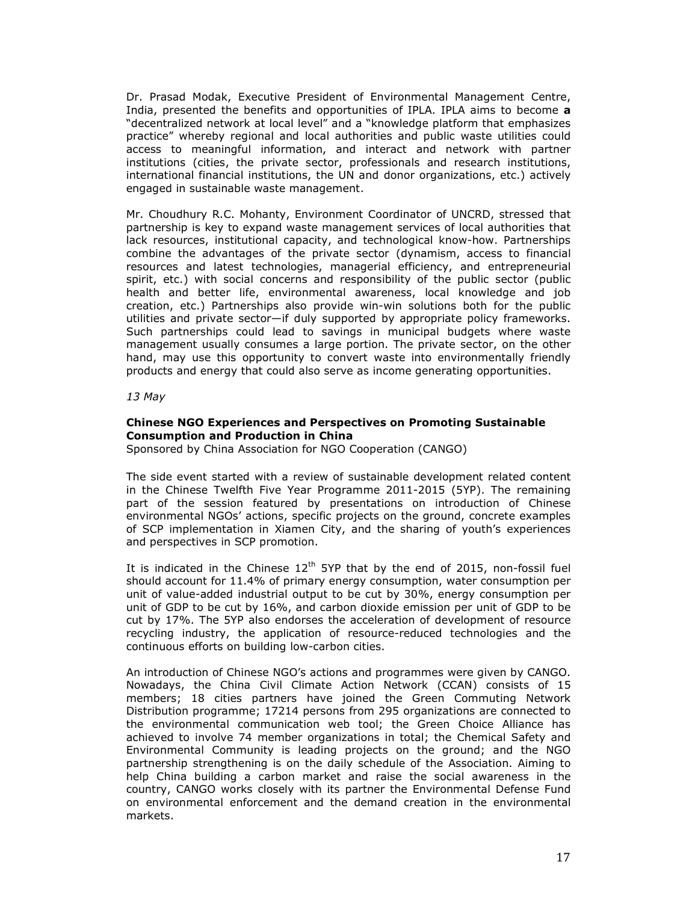Dr. Prasad Modak, Executive President of Environmental Management Centre, India, presented the benefits and opportunities of IPLA. IPLA aims to become **a** "decentralized network at local level" and a "knowledge platform that emphasizes practice" whereby regional and local authorities and public waste utilities could access to meaningful information, and interact and network with partner institutions (cities, the private sector, professionals and research institutions, international financial institutions, the UN and donor organizations, etc.) actively engaged in sustainable waste management.

Mr. Choudhury R.C. Mohanty, Environment Coordinator of UNCRD, stressed that partnership is key to expand waste management services of local authorities that lack resources, institutional capacity, and technological know-how. Partnerships combine the advantages of the private sector (dynamism, access to financial resources and latest technologies, managerial efficiency, and entrepreneurial spirit, etc.) with social concerns and responsibility of the public sector (public health and better life, environmental awareness, local knowledge and job creation, etc.) Partnerships also provide win-win solutions both for the public utilities and private sector—if duly supported by appropriate policy frameworks. Such partnerships could lead to savings in municipal budgets where waste management usually consumes a large portion. The private sector, on the other hand, may use this opportunity to convert waste into environmentally friendly products and energy that could also serve as income generating opportunities.

*13 May*

**Chinese NGO Experiences and Perspectives on Promoting Sustainable Consumption and Production in China**
Sponsored by China Association for NGO Cooperation (CANGO)

The side event started with a review of sustainable development related content in the Chinese Twelfth Five Year Programme 2011-2015 (5YP). The remaining part of the session featured by presentations on introduction of Chinese environmental NGOs' actions, specific projects on the ground, concrete examples of SCP implementation in Xiamen City, and the sharing of youth's experiences and perspectives in SCP promotion.

It is indicated in the Chinese 12$^{th}$ 5YP that by the end of 2015, non-fossil fuel should account for 11.4% of primary energy consumption, water consumption per unit of value-added industrial output to be cut by 30%, energy consumption per unit of GDP to be cut by 16%, and carbon dioxide emission per unit of GDP to be cut by 17%. The 5YP also endorses the acceleration of development of resource recycling industry, the application of resource-reduced technologies and the continuous efforts on building low-carbon cities.

An introduction of Chinese NGO's actions and programmes were given by CANGO. Nowadays, the China Civil Climate Action Network (CCAN) consists of 15 members; 18 cities partners have joined the Green Commuting Network Distribution programme; 17214 persons from 295 organizations are connected to the environmental communication web tool; the Green Choice Alliance has achieved to involve 74 member organizations in total; the Chemical Safety and Environmental Community is leading projects on the ground; and the NGO partnership strengthening is on the daily schedule of the Association. Aiming to help China building a carbon market and raise the social awareness in the country, CANGO works closely with its partner the Environmental Defense Fund on environmental enforcement and the demand creation in the environmental markets.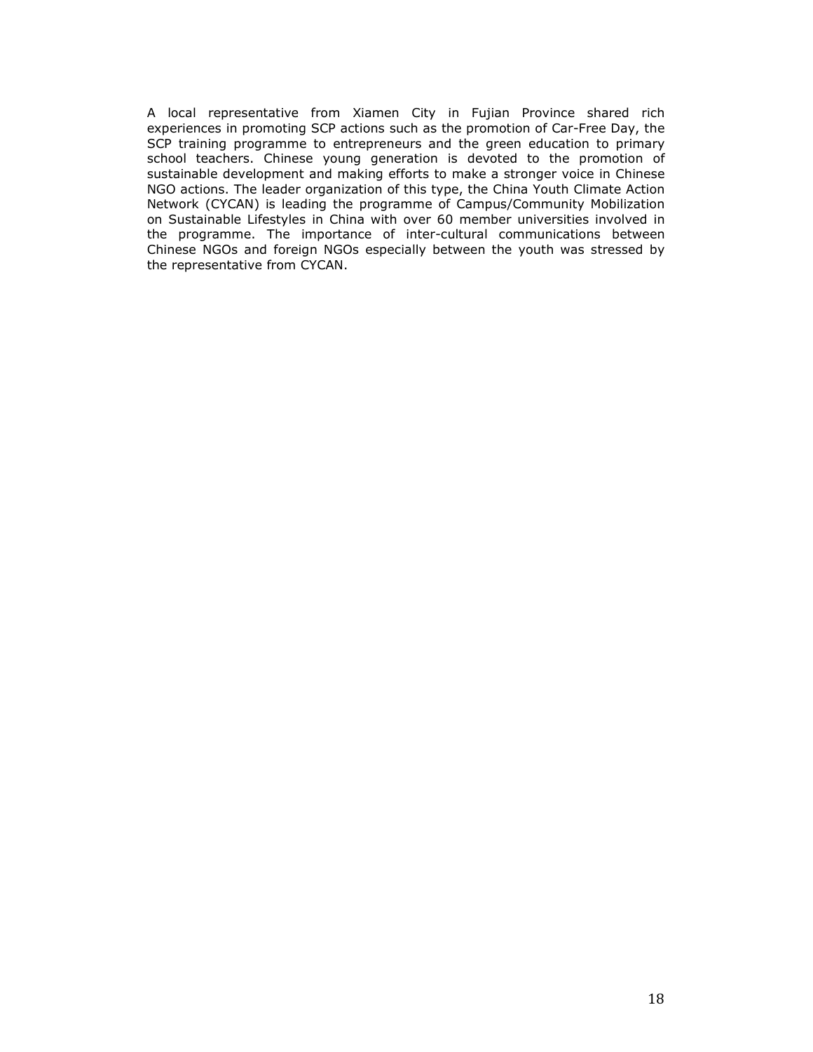A local representative from Xiamen City in Fujian Province shared rich experiences in promoting SCP actions such as the promotion of Car-Free Day, the SCP training programme to entrepreneurs and the green education to primary school teachers. Chinese young generation is devoted to the promotion of sustainable development and making efforts to make a stronger voice in Chinese NGO actions. The leader organization of this type, the China Youth Climate Action Network (CYCAN) is leading the programme of Campus/Community Mobilization on Sustainable Lifestyles in China with over 60 member universities involved in the programme. The importance of inter-cultural communications between Chinese NGOs and foreign NGOs especially between the youth was stressed by the representative from CYCAN.